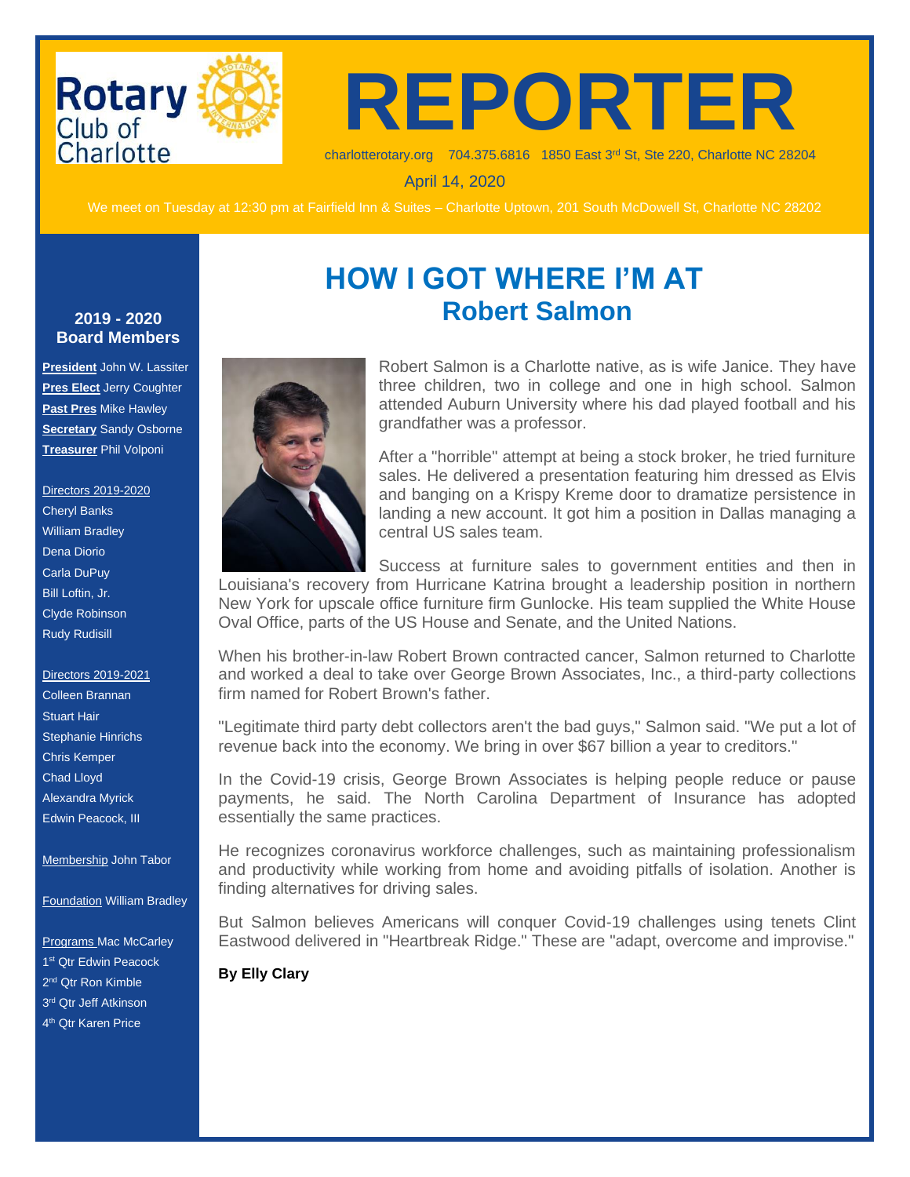# REPORTER

Rotary Club of Charlotte

charlotterotary.org 704.375.6816 1850 East 3rd St, Ste 220, Charlotte NC 28204

April 14, 2020

We meet on Tuesday at 12:30 pm at Fairfield Inn & Suites – Charlotte Uptown, 201 South McDowell St, Charlotte NC 28202

## HOW I GOT WHERE I'M AT

### Robert Salmon

Robert Salmon is a Charlotte native, as is wife Janice. They have three children, two in college and one in high school. Salmon attended Auburn University where his dad played football and his grandfather was a professor.

After a "horrible" attempt at being a stock broker, he tried furniture sales. He delivered a presentation featuring him dressed as Elvis and banging on a Krispy Kreme door to dramatize persistence in landing a new account. It got him a position in Dallas managing a central US sales team.

Success at furniture sales to government entities and then in Louisiana's recovery from Hurricane Katrina brought a leadership position in northern New York for upscale office furniture firm Gunlocke. His team supplied the White House Oval Office, parts of the US House and Senate, and the United Nations.

When his brother-in-law Robert Brown contracted cancer, Salmon returned to Charlotte and worked a deal to take over George Brown Associates, Inc., a third-party collections firm named for Robert Brown's father.

"Legitimate third party debt collectors aren't the bad guys," Salmon said. "We put a lot of revenue back into the economy. We bring in over $67 billion a year to creditors."

In the Covid-19 crisis, George Brown Associates is helping people reduce or pause payments, he said. The North Carolina Department of Insurance has adopted essentially the same practices.

He recognizes coronavirus workforce challenges, such as maintaining professionalism and productivity while working from home and avoiding pitfalls of isolation. Another is finding alternatives for driving sales.

But Salmon believes Americans will conquer Covid-19 challenges using tenets Clint Eastwood delivered in "Heartbreak Ridge." These are "adapt, overcome and improvise."

**By Elly Clary**

---

**2019 - 2020 Board Members**

**President** John W. Lassiter
**Pres Elect** Jerry Coughter
**Past Pres** Mike Hawley
**Secretary** Sandy Osborne
**Treasurer** Phil Volponi

Directors 2019-2020
- Cheryl Banks
- William Bradley
- Dena Diorio
- Carla DuPuy
- Bill Loftin, Jr.
- Clyde Robinson
- Rudy Rudisill

Directors 2019-2021
- Colleen Brannan
- Stuart Hair
- Stephanie Hinrichs
- Chris Kemper
- Chad Lloyd
- Alexandra Myrick
- Edwin Peacock, III

Membership John Tabor

Foundation William Bradley

Programs Mac McCarley
- 1st Qtr Edwin Peacock
- 2nd Qtr Ron Kimble
- 3rd Qtr Jeff Atkinson
- 4th Qtr Karen Price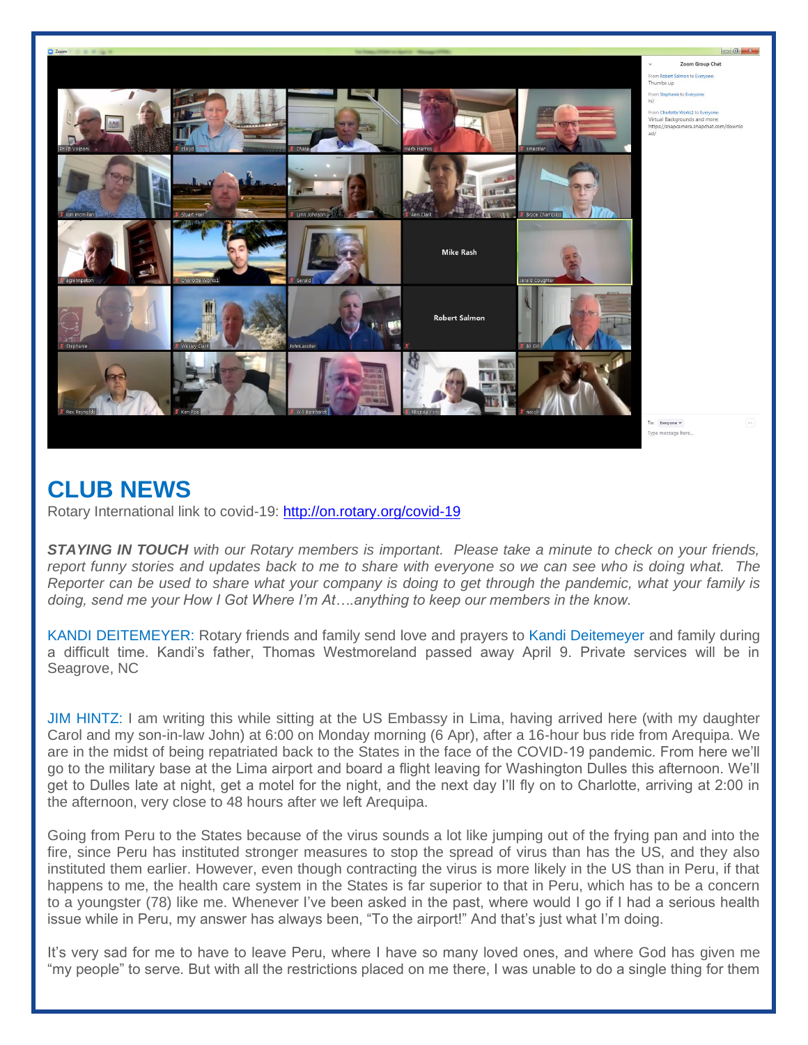## CLUB NEWS

Rotary International link to covid-19: http://on.rotary.org/covid-19

***STAYING IN TOUCH** with our Rotary members is important. Please take a minute to check on your friends, report funny stories and updates back to me to share with everyone so we can see who is doing what. The Reporter can be used to share what your company is doing to get through the pandemic, what your family is doing, send me your How I Got Where I'm At….anything to keep our members in the know.*

KANDI DEITEMEYER: Rotary friends and family send love and prayers to Kandi Deitemeyer and family during a difficult time. Kandi's father, Thomas Westmoreland passed away April 9. Private services will be in Seagrove, NC

JIM HINTZ: I am writing this while sitting at the US Embassy in Lima, having arrived here (with my daughter Carol and my son-in-law John) at 6:00 on Monday morning (6 Apr), after a 16-hour bus ride from Arequipa. We are in the midst of being repatriated back to the States in the face of the COVID-19 pandemic. From here we'll go to the military base at the Lima airport and board a flight leaving for Washington Dulles this afternoon. We'll get to Dulles late at night, get a motel for the night, and the next day I'll fly on to Charlotte, arriving at 2:00 in the afternoon, very close to 48 hours after we left Arequipa.

Going from Peru to the States because of the virus sounds a lot like jumping out of the frying pan and into the fire, since Peru has instituted stronger measures to stop the spread of virus than has the US, and they also instituted them earlier. However, even though contracting the virus is more likely in the US than in Peru, if that happens to me, the health care system in the States is far superior to that in Peru, which has to be a concern to a youngster (78) like me. Whenever I've been asked in the past, where would I go if I had a serious health issue while in Peru, my answer has always been, "To the airport!" And that's just what I'm doing.

It's very sad for me to have to leave Peru, where I have so many loved ones, and where God has given me "my people" to serve. But with all the restrictions placed on me there, I was unable to do a single thing for them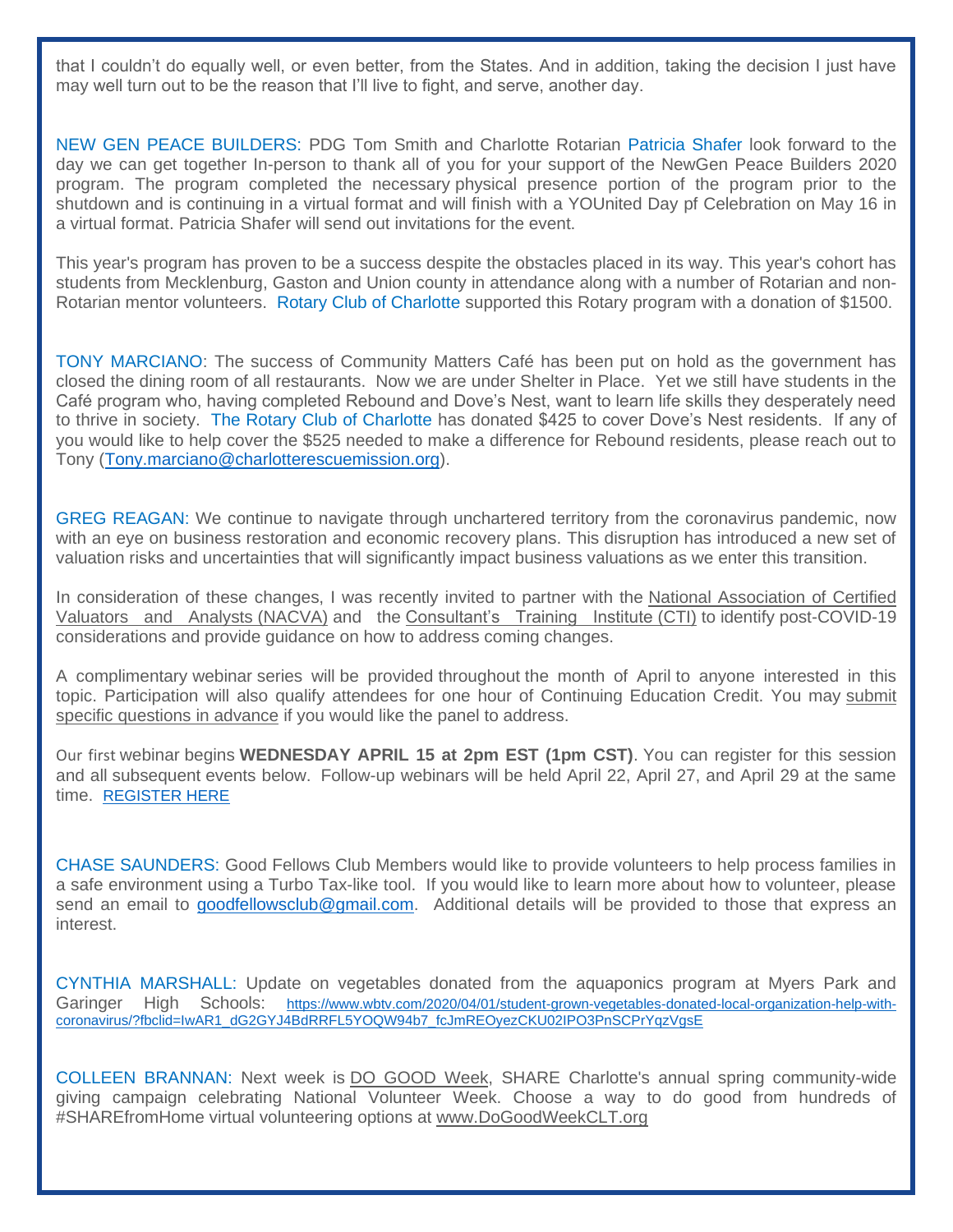that I couldn't do equally well, or even better, from the States. And in addition, taking the decision I just have may well turn out to be the reason that I'll live to fight, and serve, another day.

NEW GEN PEACE BUILDERS: PDG Tom Smith and Charlotte Rotarian Patricia Shafer look forward to the day we can get together In-person to thank all of you for your support of the NewGen Peace Builders 2020 program. The program completed the necessary physical presence portion of the program prior to the shutdown and is continuing in a virtual format and will finish with a YOUnited Day pf Celebration on May 16 in a virtual format. Patricia Shafer will send out invitations for the event.

This year's program has proven to be a success despite the obstacles placed in its way. This year's cohort has students from Mecklenburg, Gaston and Union county in attendance along with a number of Rotarian and non-Rotarian mentor volunteers. Rotary Club of Charlotte supported this Rotary program with a donation of $1500.

TONY MARCIANO: The success of Community Matters Café has been put on hold as the government has closed the dining room of all restaurants. Now we are under Shelter in Place. Yet we still have students in the Café program who, having completed Rebound and Dove's Nest, want to learn life skills they desperately need to thrive in society. The Rotary Club of Charlotte has donated $425 to cover Dove's Nest residents. If any of you would like to help cover the $525 needed to make a difference for Rebound residents, please reach out to Tony (Tony.marciano@charlotterescuemission.org).

GREG REAGAN: We continue to navigate through unchartered territory from the coronavirus pandemic, now with an eye on business restoration and economic recovery plans. This disruption has introduced a new set of valuation risks and uncertainties that will significantly impact business valuations as we enter this transition.

In consideration of these changes, I was recently invited to partner with the National Association of Certified Valuators and Analysts (NACVA) and the Consultant's Training Institute (CTI) to identify post-COVID-19 considerations and provide guidance on how to address coming changes.

A complimentary webinar series will be provided throughout the month of April to anyone interested in this topic. Participation will also qualify attendees for one hour of Continuing Education Credit. You may submit specific questions in advance if you would like the panel to address.

Our first webinar begins **WEDNESDAY APRIL 15 at 2pm EST (1pm CST)**. You can register for this session and all subsequent events below. Follow-up webinars will be held April 22, April 27, and April 29 at the same time. REGISTER HERE

CHASE SAUNDERS: Good Fellows Club Members would like to provide volunteers to help process families in a safe environment using a Turbo Tax-like tool. If you would like to learn more about how to volunteer, please send an email to goodfellowsclub@gmail.com. Additional details will be provided to those that express an interest.

CYNTHIA MARSHALL: Update on vegetables donated from the aquaponics program at Myers Park and Garinger High Schools: https://www.wbtv.com/2020/04/01/student-grown-vegetables-donated-local-organization-help-with-coronavirus/?fbclid=IwAR1_dG2GYJ4BdRRFL5YOQW94b7_fcJmREOyezCKU02IPO3PnSCPrYqzVgsE

COLLEEN BRANNAN: Next week is DO GOOD Week, SHARE Charlotte's annual spring community-wide giving campaign celebrating National Volunteer Week. Choose a way to do good from hundreds of #SHAREfromHome virtual volunteering options at www.DoGoodWeekCLT.org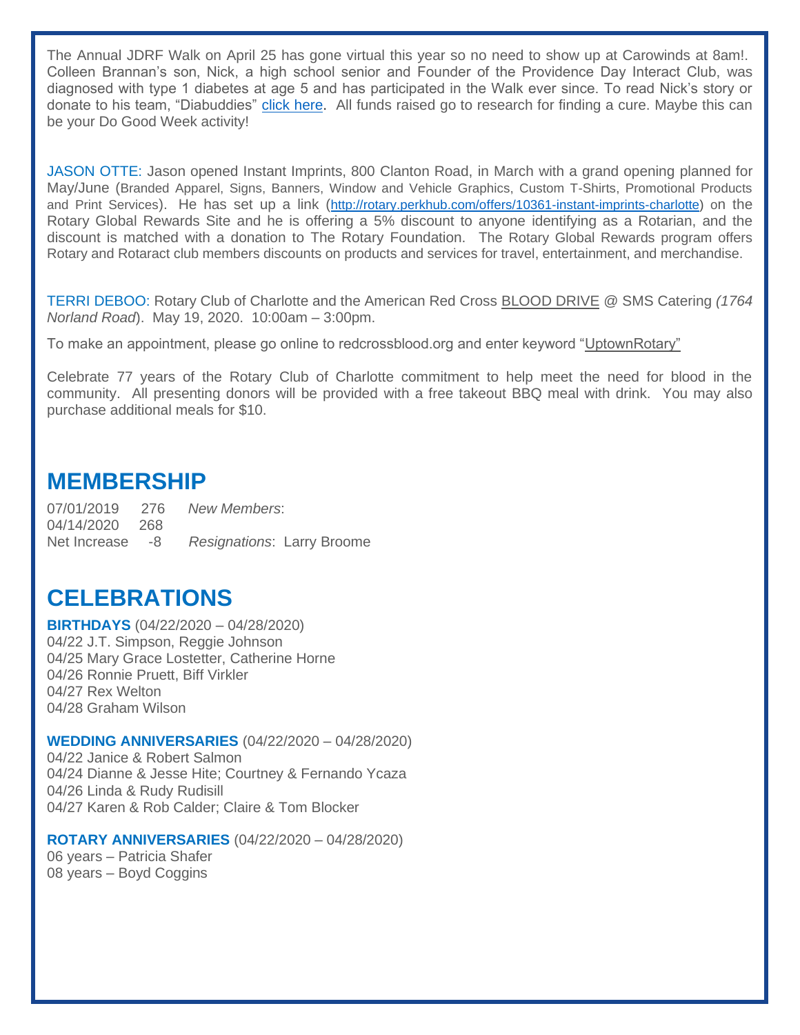The Annual JDRF Walk on April 25 has gone virtual this year so no need to show up at Carowinds at 8am!. Colleen Brannan's son, Nick, a high school senior and Founder of the Providence Day Interact Club, was diagnosed with type 1 diabetes at age 5 and has participated in the Walk ever since. To read Nick's story or donate to his team, "Diabuddies" click here. All funds raised go to research for finding a cure. Maybe this can be your Do Good Week activity!

JASON OTTE: Jason opened Instant Imprints, 800 Clanton Road, in March with a grand opening planned for May/June (Branded Apparel, Signs, Banners, Window and Vehicle Graphics, Custom T-Shirts, Promotional Products and Print Services). He has set up a link (http://rotary.perkhub.com/offers/10361-instant-imprints-charlotte) on the Rotary Global Rewards Site and he is offering a 5% discount to anyone identifying as a Rotarian, and the discount is matched with a donation to The Rotary Foundation. The Rotary Global Rewards program offers Rotary and Rotaract club members discounts on products and services for travel, entertainment, and merchandise.

TERRI DEBOO: Rotary Club of Charlotte and the American Red Cross BLOOD DRIVE @ SMS Catering *(1764 Norland Road*). May 19, 2020. 10:00am – 3:00pm.

To make an appointment, please go online to redcrossblood.org and enter keyword "UptownRotary"

Celebrate 77 years of the Rotary Club of Charlotte commitment to help meet the need for blood in the community. All presenting donors will be provided with a free takeout BBQ meal with drink. You may also purchase additional meals for $10.

## MEMBERSHIP

| | | |
|---|---|---|
| 07/01/2019 | 276 | *New Members*: |
| 04/14/2020 | 268 | |
| Net Increase | -8 | *Resignations*: Larry Broome |

## CELEBRATIONS

**BIRTHDAYS** (04/22/2020 – 04/28/2020)
04/22 J.T. Simpson, Reggie Johnson
04/25 Mary Grace Lostetter, Catherine Horne
04/26 Ronnie Pruett, Biff Virkler
04/27 Rex Welton
04/28 Graham Wilson

**WEDDING ANNIVERSARIES** (04/22/2020 – 04/28/2020)
04/22 Janice & Robert Salmon
04/24 Dianne & Jesse Hite; Courtney & Fernando Ycaza
04/26 Linda & Rudy Rudisill
04/27 Karen & Rob Calder; Claire & Tom Blocker

**ROTARY ANNIVERSARIES** (04/22/2020 – 04/28/2020)
06 years – Patricia Shafer
08 years – Boyd Coggins